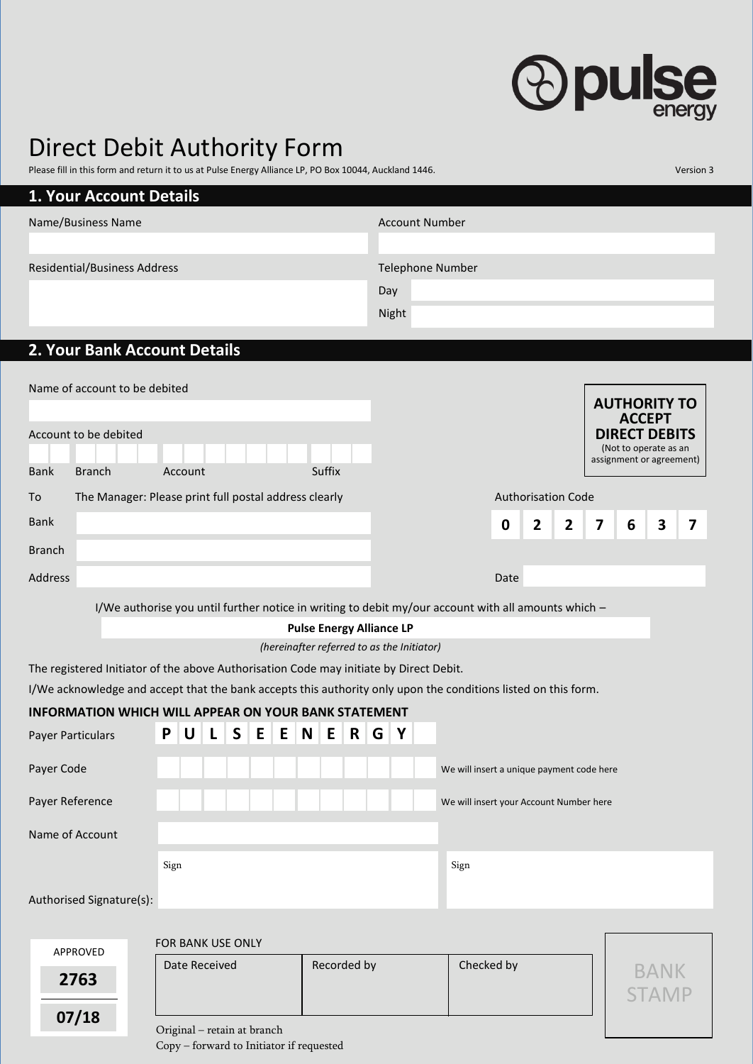pulse energy

# Direct Debit Authority Form

Please fill in this form and return it to us at Pulse Energy Alliance LP, PO Box 10044, Auckland 1446.

Version 3

## 1. Your Account Details

Name/Business Name

Account Number

Residential/Business Address

Telephone Number

Day

Night

## 2. Your Bank Account Details

Name of account to be debited

Account to be debited

| Bank | Branch | Account | Suffix |
|---|---|---|---|
| | | | |

**AUTHORITY TO ACCEPT DIRECT DEBITS**
(Not to operate as an assignment or agreement)

To The Manager: Please print full postal address clearly

Bank

Branch

Address

Authorisation Code

| 0 | 2 | 2 | 7 | 6 | 3 | 7 |
|---|---|---|---|---|---|---|

Date

I/We authorise you until further notice in writing to debit my/our account with all amounts which –

**Pulse Energy Alliance LP**

*(hereinafter referred to as the Initiator)*

The registered Initiator of the above Authorisation Code may initiate by Direct Debit.

I/We acknowledge and accept that the bank accepts this authority only upon the conditions listed on this form.

**INFORMATION WHICH WILL APPEAR ON YOUR BANK STATEMENT**

Payer Particulars **P U L S E E N E R G Y**

Payer Code — We will insert a unique payment code here

Payer Reference — We will insert your Account Number here

Name of Account

Authorised Signature(s): Sign Sign

APPROVED

**2763**

**07/18**

FOR BANK USE ONLY

| Date Received | Recorded by | Checked by |
|---|---|---|
| | | |

BANK STAMP

Original – retain at branch
Copy – forward to Initiator if requested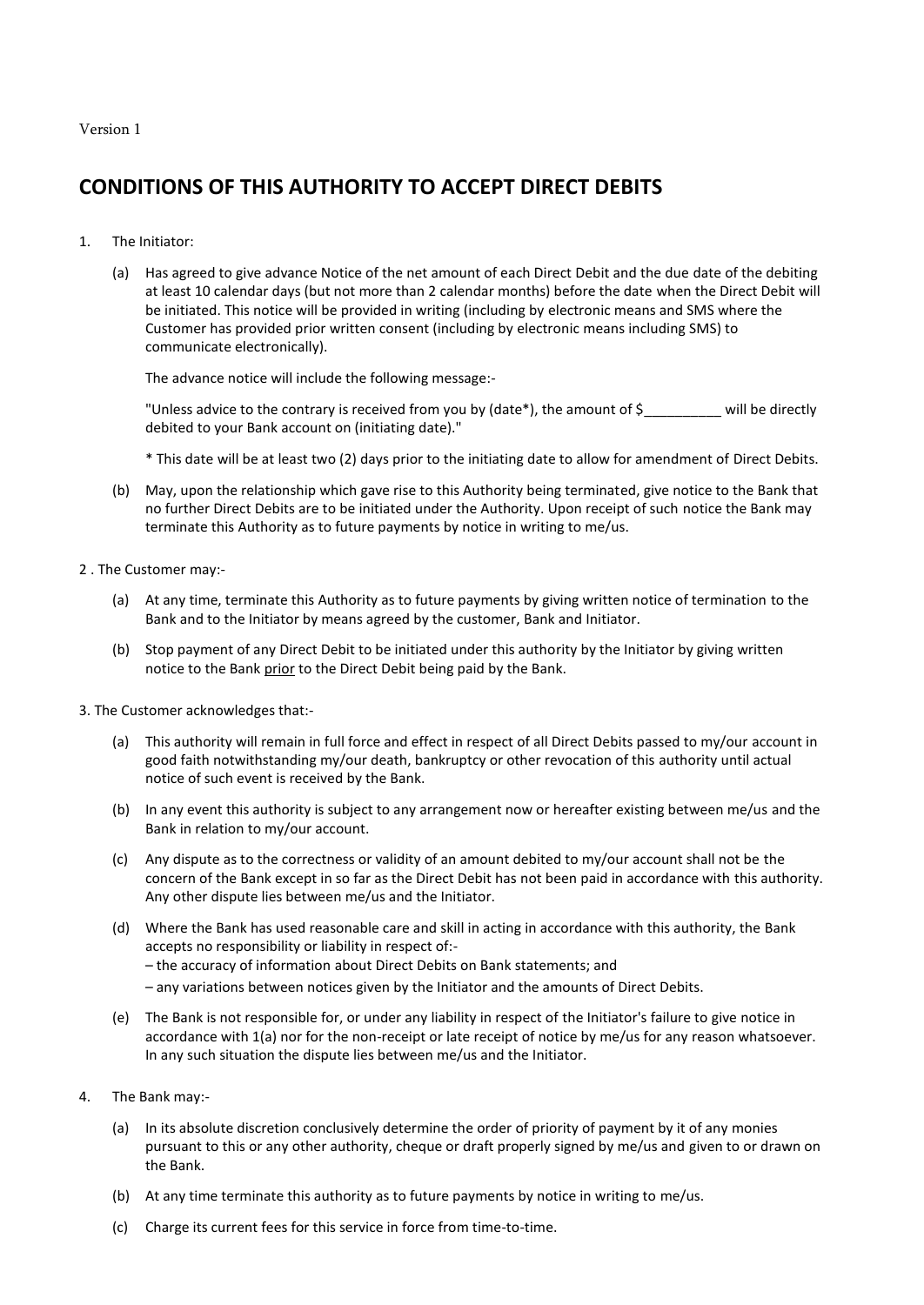Version 1

## CONDITIONS OF THIS AUTHORITY TO ACCEPT DIRECT DEBITS

1. The Initiator:

   (a) Has agreed to give advance Notice of the net amount of each Direct Debit and the due date of the debiting at least 10 calendar days (but not more than 2 calendar months) before the date when the Direct Debit will be initiated. This notice will be provided in writing (including by electronic means and SMS where the Customer has provided prior written consent (including by electronic means including SMS) to communicate electronically).

   The advance notice will include the following message:-

   "Unless advice to the contrary is received from you by (date*), the amount of $__________ will be directly debited to your Bank account on (initiating date)."

   * This date will be at least two (2) days prior to the initiating date to allow for amendment of Direct Debits.

   (b) May, upon the relationship which gave rise to this Authority being terminated, give notice to the Bank that no further Direct Debits are to be initiated under the Authority. Upon receipt of such notice the Bank may terminate this Authority as to future payments by notice in writing to me/us.

2 . The Customer may:-

   (a) At any time, terminate this Authority as to future payments by giving written notice of termination to the Bank and to the Initiator by means agreed by the customer, Bank and Initiator.

   (b) Stop payment of any Direct Debit to be initiated under this authority by the Initiator by giving written notice to the Bank prior to the Direct Debit being paid by the Bank.

3. The Customer acknowledges that:-

   (a) This authority will remain in full force and effect in respect of all Direct Debits passed to my/our account in good faith notwithstanding my/our death, bankruptcy or other revocation of this authority until actual notice of such event is received by the Bank.

   (b) In any event this authority is subject to any arrangement now or hereafter existing between me/us and the Bank in relation to my/our account.

   (c) Any dispute as to the correctness or validity of an amount debited to my/our account shall not be the concern of the Bank except in so far as the Direct Debit has not been paid in accordance with this authority. Any other dispute lies between me/us and the Initiator.

   (d) Where the Bank has used reasonable care and skill in acting in accordance with this authority, the Bank accepts no responsibility or liability in respect of:-
   – the accuracy of information about Direct Debits on Bank statements; and
   – any variations between notices given by the Initiator and the amounts of Direct Debits.

   (e) The Bank is not responsible for, or under any liability in respect of the Initiator's failure to give notice in accordance with 1(a) nor for the non-receipt or late receipt of notice by me/us for any reason whatsoever. In any such situation the dispute lies between me/us and the Initiator.

4. The Bank may:-

   (a) In its absolute discretion conclusively determine the order of priority of payment by it of any monies pursuant to this or any other authority, cheque or draft properly signed by me/us and given to or drawn on the Bank.

   (b) At any time terminate this authority as to future payments by notice in writing to me/us.

   (c) Charge its current fees for this service in force from time-to-time.